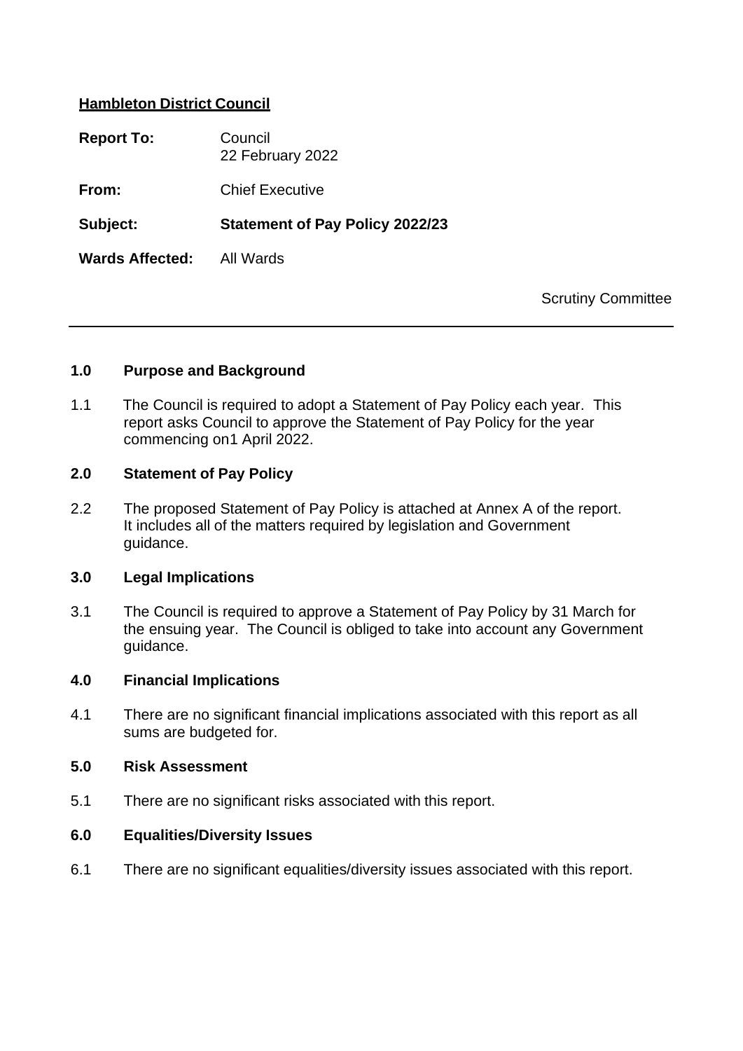**Hambleton District Council**

**Report To:** Council
22 February 2022

**From:** Chief Executive

**Subject:** **Statement of Pay Policy 2022/23**

**Wards Affected:** All Wards

Scrutiny Committee

---

## 1.0 Purpose and Background

1.1 The Council is required to adopt a Statement of Pay Policy each year. This report asks Council to approve the Statement of Pay Policy for the year commencing on1 April 2022.

## 2.0 Statement of Pay Policy

2.2 The proposed Statement of Pay Policy is attached at Annex A of the report. It includes all of the matters required by legislation and Government guidance.

## 3.0 Legal Implications

3.1 The Council is required to approve a Statement of Pay Policy by 31 March for the ensuing year. The Council is obliged to take into account any Government guidance.

## 4.0 Financial Implications

4.1 There are no significant financial implications associated with this report as all sums are budgeted for.

## 5.0 Risk Assessment

5.1 There are no significant risks associated with this report.

## 6.0 Equalities/Diversity Issues

6.1 There are no significant equalities/diversity issues associated with this report.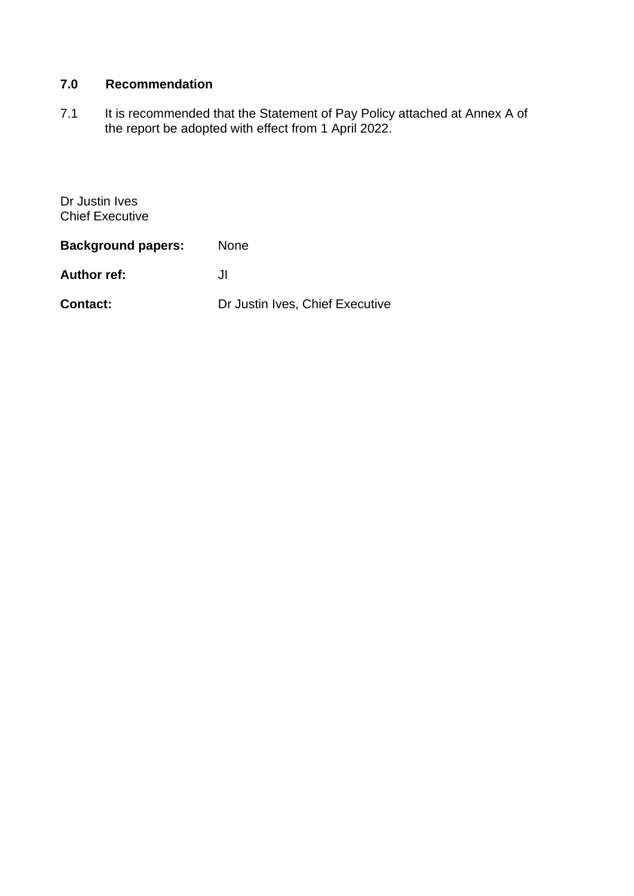## 7.0 Recommendation

7.1 It is recommended that the Statement of Pay Policy attached at Annex A of the report be adopted with effect from 1 April 2022.

Dr Justin Ives
Chief Executive

**Background papers:** None

**Author ref:** JI

**Contact:** Dr Justin Ives, Chief Executive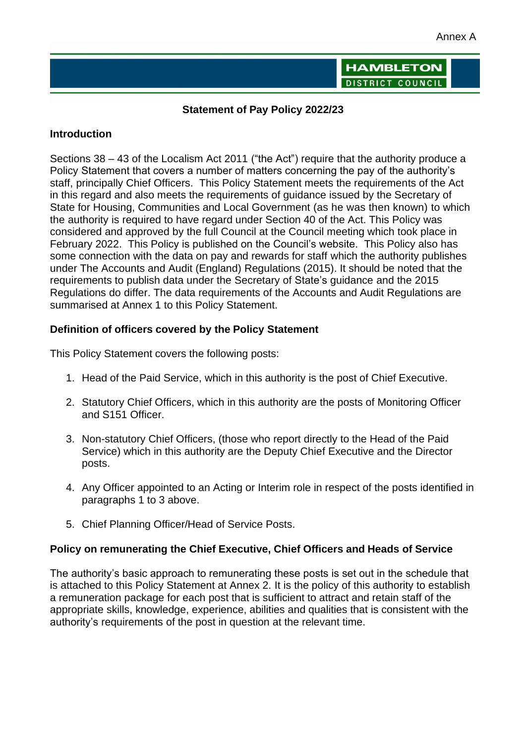Annex A

HAMBLETON DISTRICT COUNCIL

**Statement of Pay Policy 2022/23**

**Introduction**

Sections 38 – 43 of the Localism Act 2011 ("the Act") require that the authority produce a Policy Statement that covers a number of matters concerning the pay of the authority's staff, principally Chief Officers. This Policy Statement meets the requirements of the Act in this regard and also meets the requirements of guidance issued by the Secretary of State for Housing, Communities and Local Government (as he was then known) to which the authority is required to have regard under Section 40 of the Act. This Policy was considered and approved by the full Council at the Council meeting which took place in February 2022. This Policy is published on the Council's website. This Policy also has some connection with the data on pay and rewards for staff which the authority publishes under The Accounts and Audit (England) Regulations (2015). It should be noted that the requirements to publish data under the Secretary of State's guidance and the 2015 Regulations do differ. The data requirements of the Accounts and Audit Regulations are summarised at Annex 1 to this Policy Statement.

**Definition of officers covered by the Policy Statement**

This Policy Statement covers the following posts:

1. Head of the Paid Service, which in this authority is the post of Chief Executive.

2. Statutory Chief Officers, which in this authority are the posts of Monitoring Officer and S151 Officer.

3. Non-statutory Chief Officers, (those who report directly to the Head of the Paid Service) which in this authority are the Deputy Chief Executive and the Director posts.

4. Any Officer appointed to an Acting or Interim role in respect of the posts identified in paragraphs 1 to 3 above.

5. Chief Planning Officer/Head of Service Posts.

**Policy on remunerating the Chief Executive, Chief Officers and Heads of Service**

The authority's basic approach to remunerating these posts is set out in the schedule that is attached to this Policy Statement at Annex 2. It is the policy of this authority to establish a remuneration package for each post that is sufficient to attract and retain staff of the appropriate skills, knowledge, experience, abilities and qualities that is consistent with the authority's requirements of the post in question at the relevant time.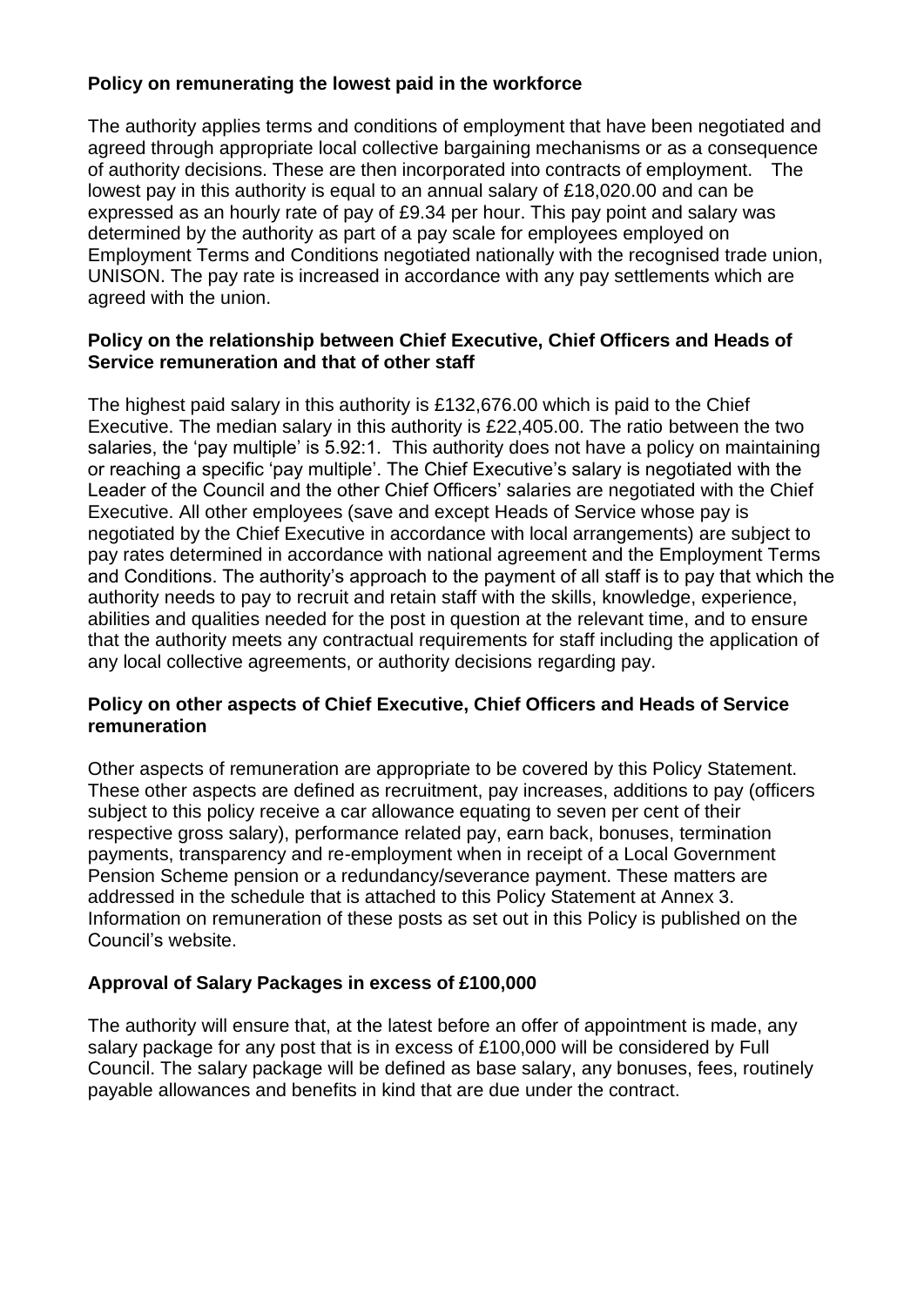**Policy on remunerating the lowest paid in the workforce**

The authority applies terms and conditions of employment that have been negotiated and agreed through appropriate local collective bargaining mechanisms or as a consequence of authority decisions. These are then incorporated into contracts of employment. The lowest pay in this authority is equal to an annual salary of £18,020.00 and can be expressed as an hourly rate of pay of £9.34 per hour. This pay point and salary was determined by the authority as part of a pay scale for employees employed on Employment Terms and Conditions negotiated nationally with the recognised trade union, UNISON. The pay rate is increased in accordance with any pay settlements which are agreed with the union.

**Policy on the relationship between Chief Executive, Chief Officers and Heads of Service remuneration and that of other staff**

The highest paid salary in this authority is £132,676.00 which is paid to the Chief Executive. The median salary in this authority is £22,405.00. The ratio between the two salaries, the 'pay multiple' is 5.92:1. This authority does not have a policy on maintaining or reaching a specific 'pay multiple'. The Chief Executive's salary is negotiated with the Leader of the Council and the other Chief Officers' salaries are negotiated with the Chief Executive. All other employees (save and except Heads of Service whose pay is negotiated by the Chief Executive in accordance with local arrangements) are subject to pay rates determined in accordance with national agreement and the Employment Terms and Conditions. The authority's approach to the payment of all staff is to pay that which the authority needs to pay to recruit and retain staff with the skills, knowledge, experience, abilities and qualities needed for the post in question at the relevant time, and to ensure that the authority meets any contractual requirements for staff including the application of any local collective agreements, or authority decisions regarding pay.

**Policy on other aspects of Chief Executive, Chief Officers and Heads of Service remuneration**

Other aspects of remuneration are appropriate to be covered by this Policy Statement. These other aspects are defined as recruitment, pay increases, additions to pay (officers subject to this policy receive a car allowance equating to seven per cent of their respective gross salary), performance related pay, earn back, bonuses, termination payments, transparency and re-employment when in receipt of a Local Government Pension Scheme pension or a redundancy/severance payment. These matters are addressed in the schedule that is attached to this Policy Statement at Annex 3. Information on remuneration of these posts as set out in this Policy is published on the Council's website.

**Approval of Salary Packages in excess of £100,000**

The authority will ensure that, at the latest before an offer of appointment is made, any salary package for any post that is in excess of £100,000 will be considered by Full Council. The salary package will be defined as base salary, any bonuses, fees, routinely payable allowances and benefits in kind that are due under the contract.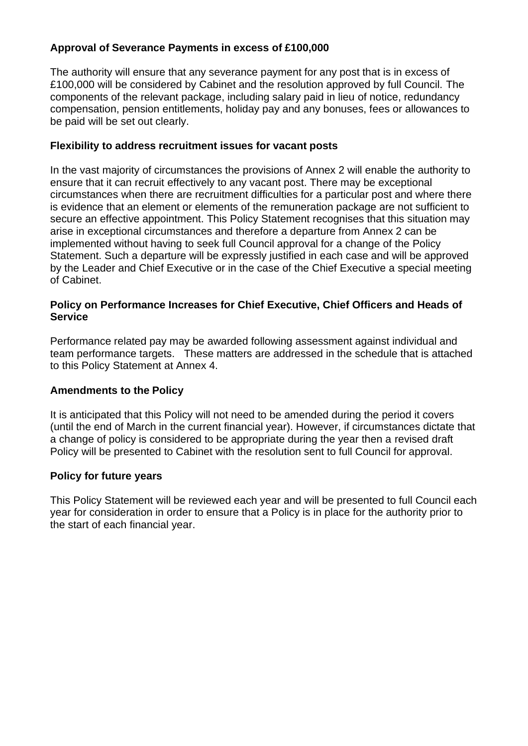**Approval of Severance Payments in excess of £100,000**

The authority will ensure that any severance payment for any post that is in excess of £100,000 will be considered by Cabinet and the resolution approved by full Council. The components of the relevant package, including salary paid in lieu of notice, redundancy compensation, pension entitlements, holiday pay and any bonuses, fees or allowances to be paid will be set out clearly.

**Flexibility to address recruitment issues for vacant posts**

In the vast majority of circumstances the provisions of Annex 2 will enable the authority to ensure that it can recruit effectively to any vacant post. There may be exceptional circumstances when there are recruitment difficulties for a particular post and where there is evidence that an element or elements of the remuneration package are not sufficient to secure an effective appointment. This Policy Statement recognises that this situation may arise in exceptional circumstances and therefore a departure from Annex 2 can be implemented without having to seek full Council approval for a change of the Policy Statement. Such a departure will be expressly justified in each case and will be approved by the Leader and Chief Executive or in the case of the Chief Executive a special meeting of Cabinet.

**Policy on Performance Increases for Chief Executive, Chief Officers and Heads of Service**

Performance related pay may be awarded following assessment against individual and team performance targets. These matters are addressed in the schedule that is attached to this Policy Statement at Annex 4.

**Amendments to the Policy**

It is anticipated that this Policy will not need to be amended during the period it covers (until the end of March in the current financial year). However, if circumstances dictate that a change of policy is considered to be appropriate during the year then a revised draft Policy will be presented to Cabinet with the resolution sent to full Council for approval.

**Policy for future years**

This Policy Statement will be reviewed each year and will be presented to full Council each year for consideration in order to ensure that a Policy is in place for the authority prior to the start of each financial year.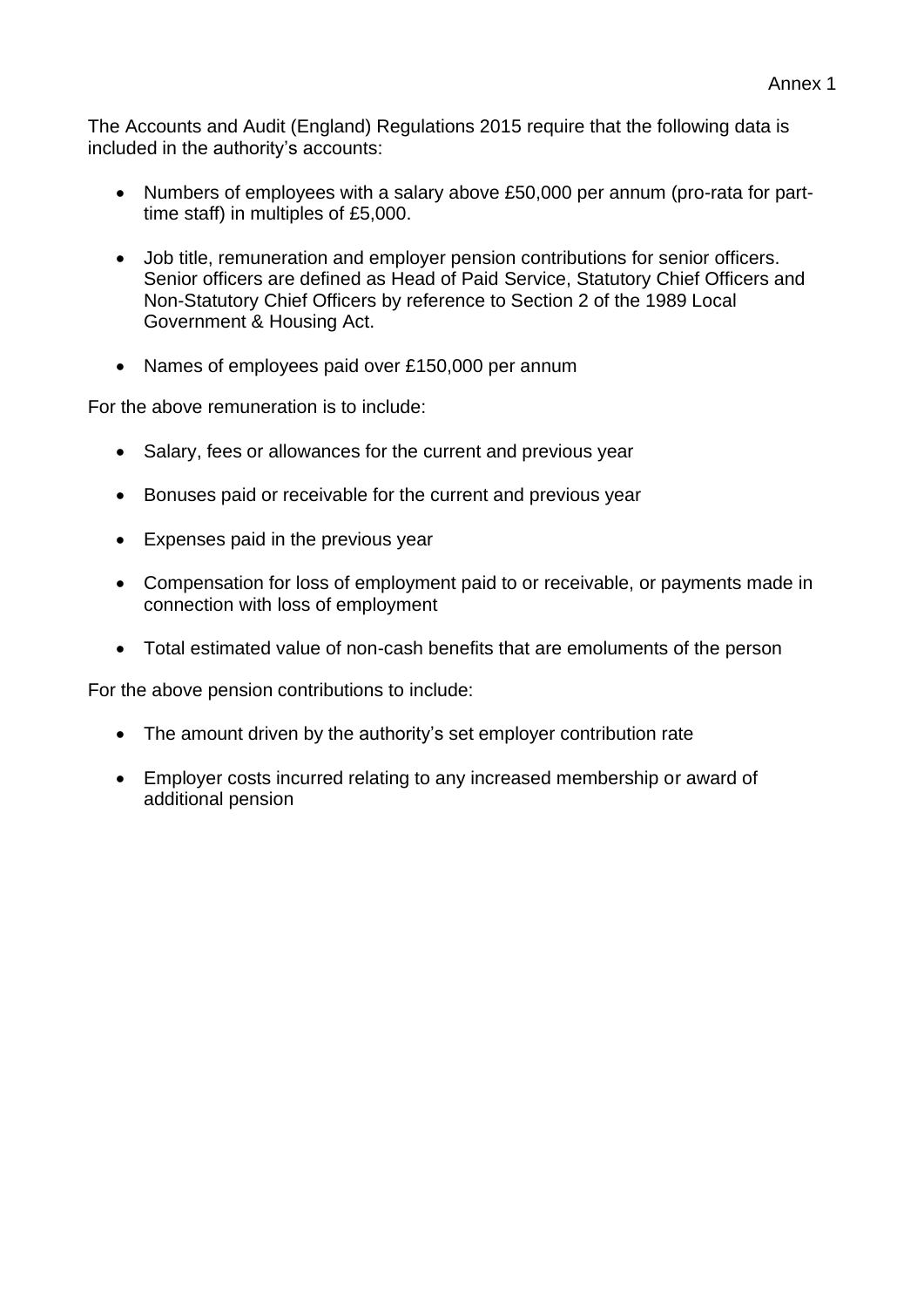Annex 1

The Accounts and Audit (England) Regulations 2015 require that the following data is included in the authority's accounts:

- Numbers of employees with a salary above £50,000 per annum (pro-rata for part-time staff) in multiples of £5,000.
- Job title, remuneration and employer pension contributions for senior officers. Senior officers are defined as Head of Paid Service, Statutory Chief Officers and Non-Statutory Chief Officers by reference to Section 2 of the 1989 Local Government & Housing Act.
- Names of employees paid over £150,000 per annum

For the above remuneration is to include:

- Salary, fees or allowances for the current and previous year
- Bonuses paid or receivable for the current and previous year
- Expenses paid in the previous year
- Compensation for loss of employment paid to or receivable, or payments made in connection with loss of employment
- Total estimated value of non-cash benefits that are emoluments of the person

For the above pension contributions to include:

- The amount driven by the authority's set employer contribution rate
- Employer costs incurred relating to any increased membership or award of additional pension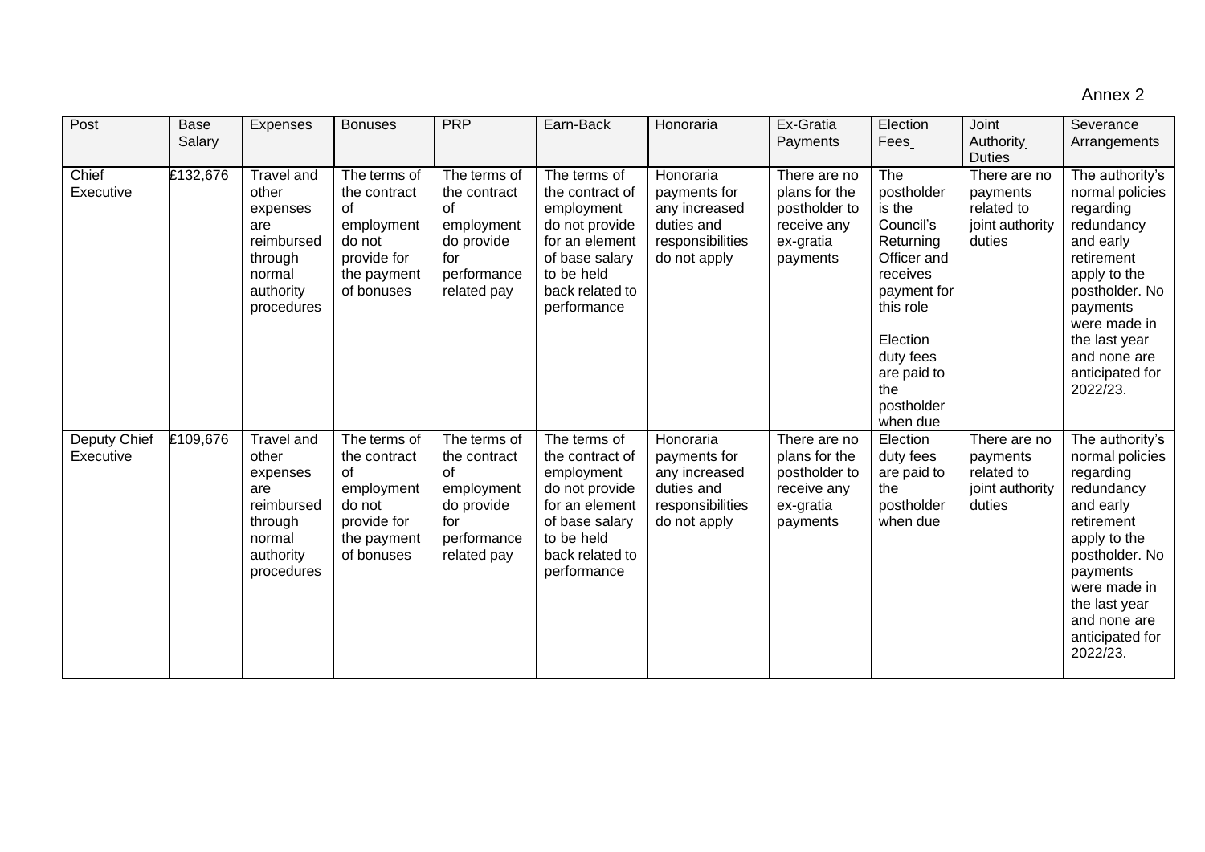Annex 2

| Post | Base Salary | Expenses | Bonuses | PRP | Earn-Back | Honoraria | Ex-Gratia Payments | Election Fees | Joint Authority Duties | Severance Arrangements |
|---|---|---|---|---|---|---|---|---|---|---|
| Chief Executive | £132,676 | Travel and other expenses are reimbursed through normal authority procedures | The terms of the contract of employment do not provide for the payment of bonuses | The terms of the contract of employment do provide for performance related pay | The terms of the contract of employment do not provide for an element of base salary to be held back related to performance | Honoraria payments for any increased duties and responsibilities do not apply | There are no plans for the postholder to receive any ex-gratia payments | The postholder is the Council's Returning Officer and receives payment for this role<br><br>Election duty fees are paid to the postholder when due | There are no payments related to joint authority duties | The authority's normal policies regarding redundancy and early retirement apply to the postholder. No payments were made in the last year and none are anticipated for 2022/23. |
| Deputy Chief Executive | £109,676 | Travel and other expenses are reimbursed through normal authority procedures | The terms of the contract of employment do not provide for the payment of bonuses | The terms of the contract of employment do provide for performance related pay | The terms of the contract of employment do not provide for an element of base salary to be held back related to performance | Honoraria payments for any increased duties and responsibilities do not apply | There are no plans for the postholder to receive any ex-gratia payments | Election duty fees are paid to the postholder when due | There are no payments related to joint authority duties | The authority's normal policies regarding redundancy and early retirement apply to the postholder. No payments were made in the last year and none are anticipated for 2022/23. |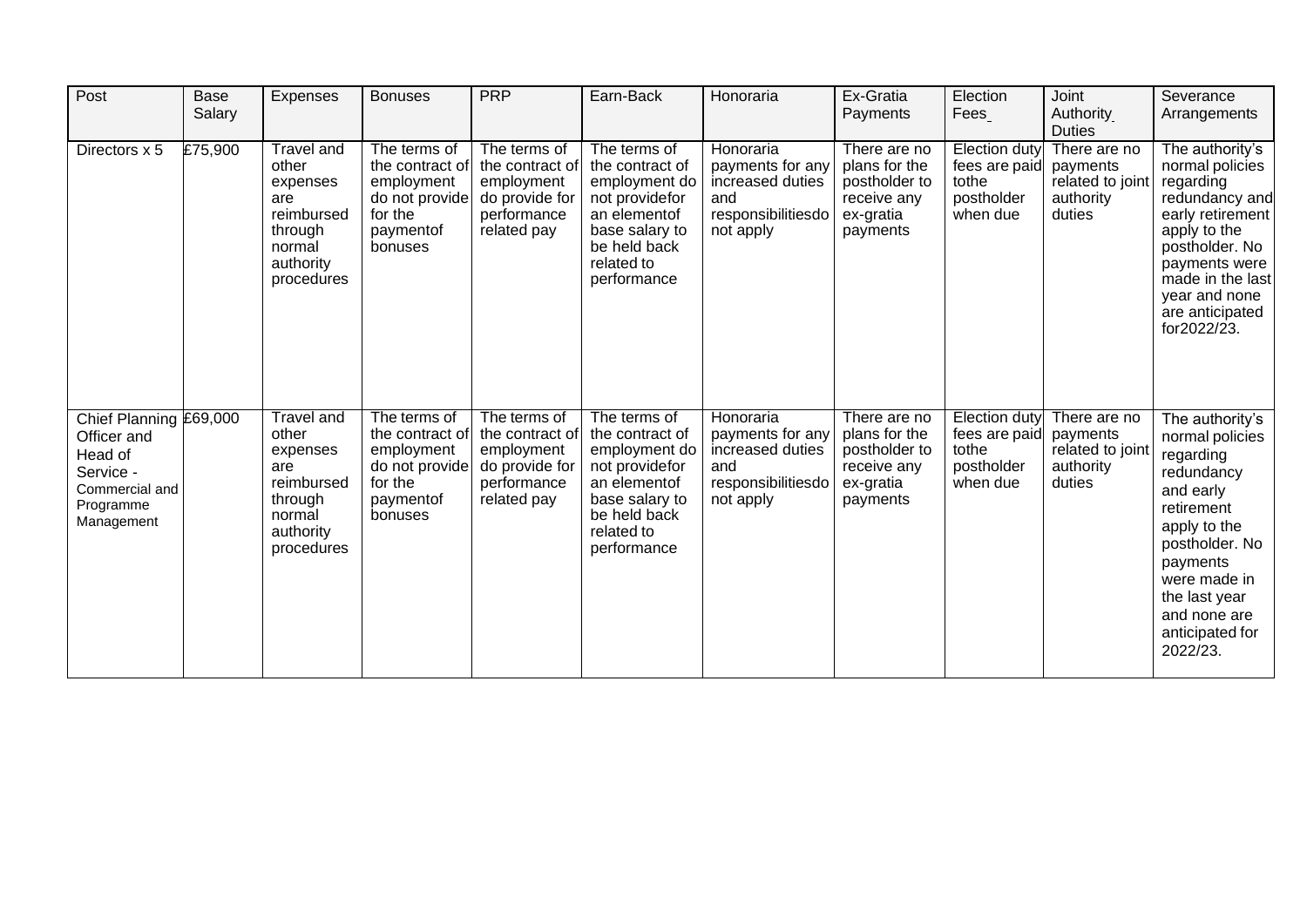| Post | Base Salary | Expenses | Bonuses | PRP | Earn-Back | Honoraria | Ex-Gratia Payments | Election Fees | Joint Authority Duties | Severance Arrangements |
|---|---|---|---|---|---|---|---|---|---|---|
| Directors x 5 | £75,900 | Travel and other expenses are reimbursed through normal authority procedures | The terms of the contract of employment do not provide for the paymentof bonuses | The terms of the contract of employment do provide for performance related pay | The terms of the contract of employment do not providefor an elementof base salary to be held back related to performance | Honoraria payments for any increased duties and responsibilitiesdo not apply | There are no plans for the postholder to receive any ex-gratia payments | Election duty fees are paid tothe postholder when due | There are no payments related to joint authority duties | The authority's normal policies regarding redundancy and early retirement apply to the postholder. No payments were made in the last year and none are anticipated for2022/23. |
| Chief Planning Officer and Head of Service - Commercial and Programme Management | £69,000 | Travel and other expenses are reimbursed through normal authority procedures | The terms of the contract of employment do not provide for the paymentof bonuses | The terms of the contract of employment do provide for performance related pay | The terms of the contract of employment do not providefor an elementof base salary to be held back related to performance | Honoraria payments for any increased duties and responsibilitiesdo not apply | There are no plans for the postholder to receive any ex-gratia payments | Election duty fees are paid tothe postholder when due | There are no payments related to joint authority duties | The authority's normal policies regarding redundancy and early retirement apply to the postholder. No payments were made in the last year and none are anticipated for 2022/23. |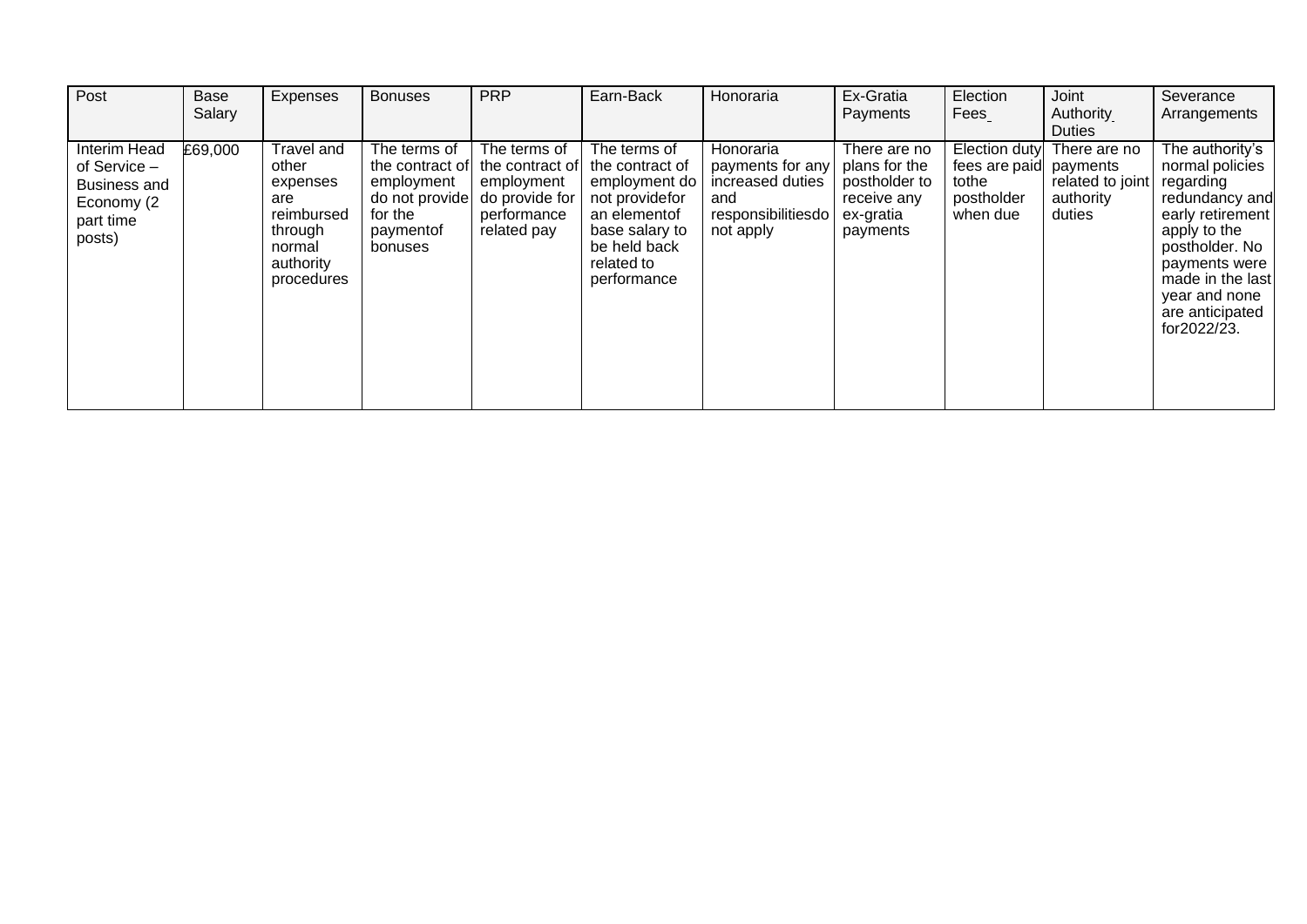| Post | Base Salary | Expenses | Bonuses | PRP | Earn-Back | Honoraria | Ex-Gratia Payments | Election Fees | Joint Authority Duties | Severance Arrangements |
|---|---|---|---|---|---|---|---|---|---|---|
| Interim Head of Service – Business and Economy (2 part time posts) | £69,000 | Travel and other expenses are reimbursed through normal authority procedures | The terms of the contract of employment do not provide for the paymentof bonuses | The terms of the contract of employment do provide for performance related pay | The terms of the contract of employment do not providefor an elementof base salary to be held back related to performance | Honoraria payments for any increased duties and responsibilitiesdo not apply | There are no plans for the postholder to receive any ex-gratia payments | Election duty fees are paid tothe postholder when due | There are no payments related to joint authority duties | The authority's normal policies regarding redundancy and early retirement apply to the postholder. No payments were made in the last year and none are anticipated for2022/23. |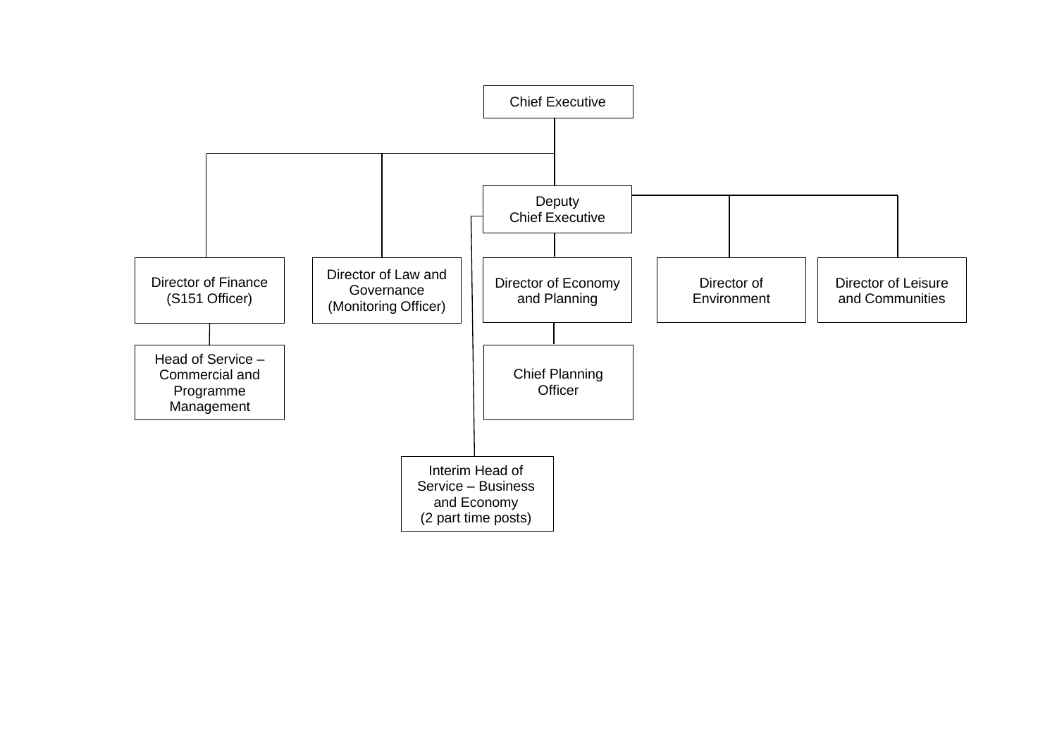- Chief Executive
  - Director of Finance (S151 Officer)
    - Head of Service – Commercial and Programme Management
  - Director of Law and Governance (Monitoring Officer)
  - Deputy Chief Executive
    - Director of Economy and Planning
      - Chief Planning Officer
    - Director of Environment
    - Director of Leisure and Communities
    - Interim Head of Service – Business and Economy (2 part time posts)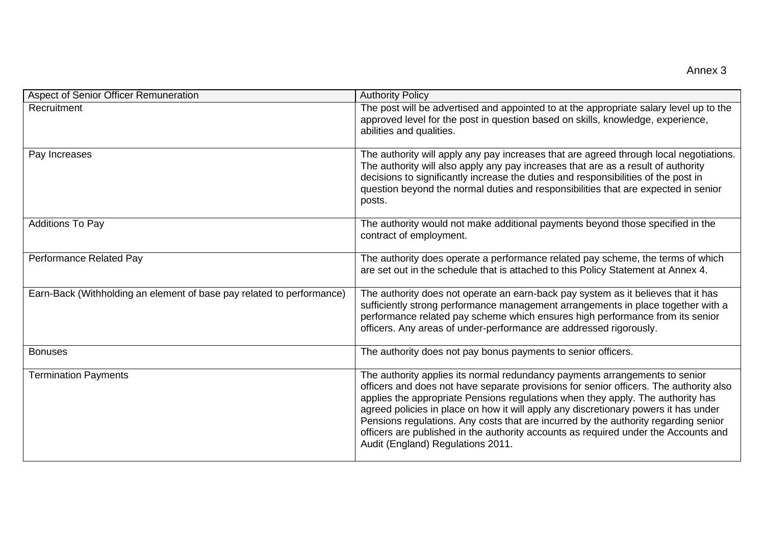Annex 3

| Aspect of Senior Officer Remuneration | Authority Policy |
|---|---|
| Recruitment | The post will be advertised and appointed to at the appropriate salary level up to the approved level for the post in question based on skills, knowledge, experience, abilities and qualities. |
| Pay Increases | The authority will apply any pay increases that are agreed through local negotiations. The authority will also apply any pay increases that are as a result of authority decisions to significantly increase the duties and responsibilities of the post in question beyond the normal duties and responsibilities that are expected in senior posts. |
| Additions To Pay | The authority would not make additional payments beyond those specified in the contract of employment. |
| Performance Related Pay | The authority does operate a performance related pay scheme, the terms of which are set out in the schedule that is attached to this Policy Statement at Annex 4. |
| Earn-Back (Withholding an element of base pay related to performance) | The authority does not operate an earn-back pay system as it believes that it has sufficiently strong performance management arrangements in place together with a performance related pay scheme which ensures high performance from its senior officers. Any areas of under-performance are addressed rigorously. |
| Bonuses | The authority does not pay bonus payments to senior officers. |
| Termination Payments | The authority applies its normal redundancy payments arrangements to senior officers and does not have separate provisions for senior officers. The authority also applies the appropriate Pensions regulations when they apply. The authority has agreed policies in place on how it will apply any discretionary powers it has under Pensions regulations. Any costs that are incurred by the authority regarding senior officers are published in the authority accounts as required under the Accounts and Audit (England) Regulations 2011. |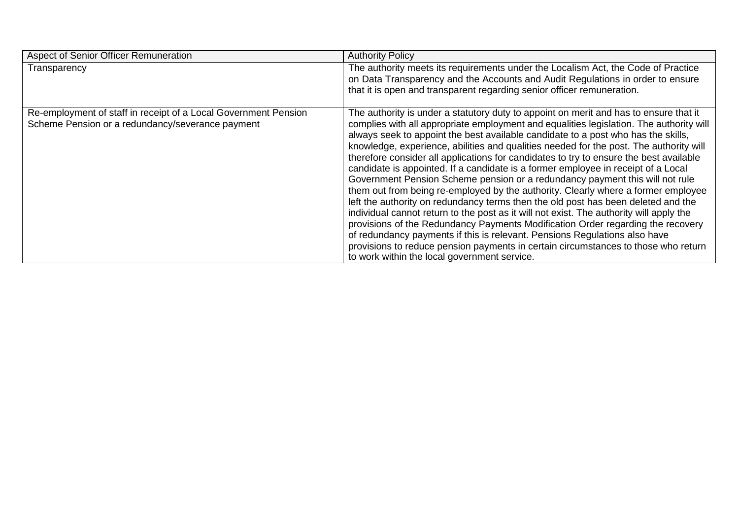| Aspect of Senior Officer Remuneration | Authority Policy |
| --- | --- |
| Transparency | The authority meets its requirements under the Localism Act, the Code of Practice on Data Transparency and the Accounts and Audit Regulations in order to ensure that it is open and transparent regarding senior officer remuneration. |
| Re-employment of staff in receipt of a Local Government Pension Scheme Pension or a redundancy/severance payment | The authority is under a statutory duty to appoint on merit and has to ensure that it complies with all appropriate employment and equalities legislation. The authority will always seek to appoint the best available candidate to a post who has the skills, knowledge, experience, abilities and qualities needed for the post. The authority will therefore consider all applications for candidates to try to ensure the best available candidate is appointed. If a candidate is a former employee in receipt of a Local Government Pension Scheme pension or a redundancy payment this will not rule them out from being re-employed by the authority. Clearly where a former employee left the authority on redundancy terms then the old post has been deleted and the individual cannot return to the post as it will not exist. The authority will apply the provisions of the Redundancy Payments Modification Order regarding the recovery of redundancy payments if this is relevant. Pensions Regulations also have provisions to reduce pension payments in certain circumstances to those who return to work within the local government service. |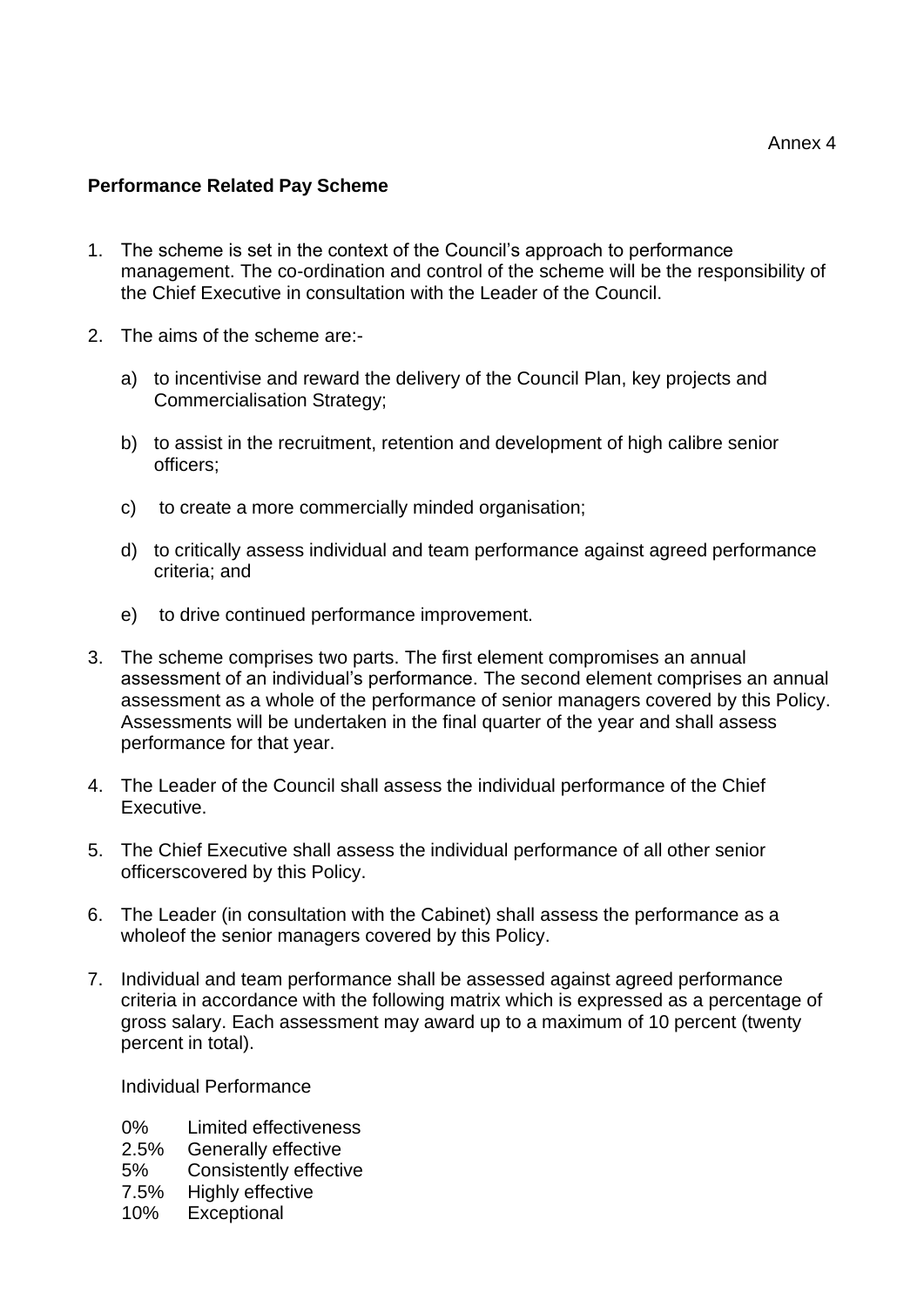Annex 4

**Performance Related Pay Scheme**

1. The scheme is set in the context of the Council's approach to performance management. The co-ordination and control of the scheme will be the responsibility of the Chief Executive in consultation with the Leader of the Council.

2. The aims of the scheme are:-

   a) to incentivise and reward the delivery of the Council Plan, key projects and Commercialisation Strategy;

   b) to assist in the recruitment, retention and development of high calibre senior officers;

   c) to create a more commercially minded organisation;

   d) to critically assess individual and team performance against agreed performance criteria; and

   e) to drive continued performance improvement.

3. The scheme comprises two parts. The first element compromises an annual assessment of an individual's performance. The second element comprises an annual assessment as a whole of the performance of senior managers covered by this Policy. Assessments will be undertaken in the final quarter of the year and shall assess performance for that year.

4. The Leader of the Council shall assess the individual performance of the Chief Executive.

5. The Chief Executive shall assess the individual performance of all other senior officerscovered by this Policy.

6. The Leader (in consultation with the Cabinet) shall assess the performance as a wholeof the senior managers covered by this Policy.

7. Individual and team performance shall be assessed against agreed performance criteria in accordance with the following matrix which is expressed as a percentage of gross salary. Each assessment may award up to a maximum of 10 percent (twenty percent in total).

   Individual Performance

   0% Limited effectiveness
   2.5% Generally effective
   5% Consistently effective
   7.5% Highly effective
   10% Exceptional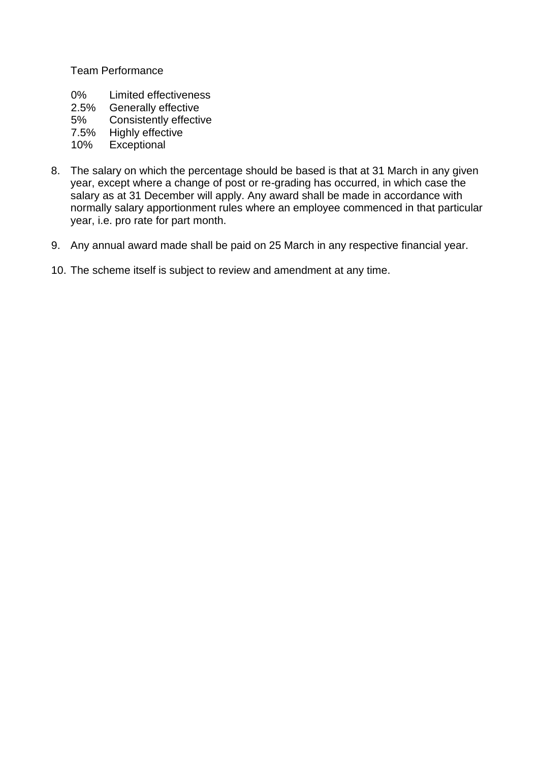Team Performance

| | |
|---|---|
| 0% | Limited effectiveness |
| 2.5% | Generally effective |
| 5% | Consistently effective |
| 7.5% | Highly effective |
| 10% | Exceptional |

8. The salary on which the percentage should be based is that at 31 March in any given year, except where a change of post or re-grading has occurred, in which case the salary as at 31 December will apply. Any award shall be made in accordance with normally salary apportionment rules where an employee commenced in that particular year, i.e. pro rate for part month.

9. Any annual award made shall be paid on 25 March in any respective financial year.

10. The scheme itself is subject to review and amendment at any time.